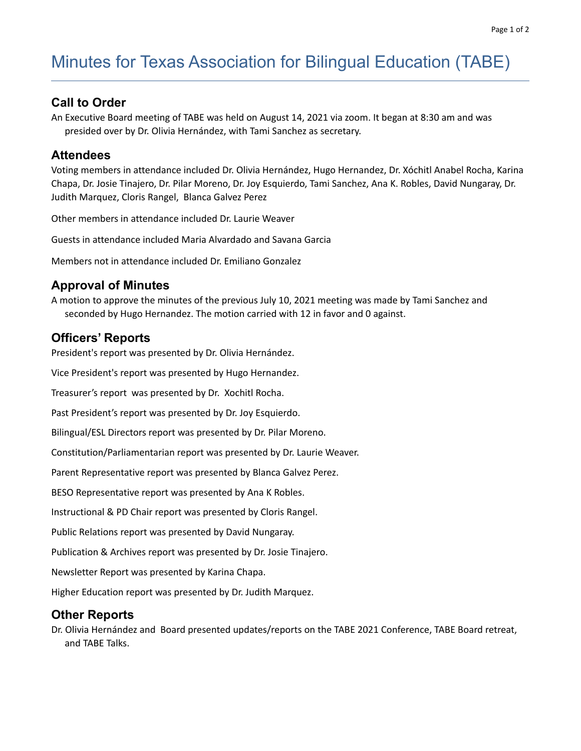# Minutes for Texas Association for Bilingual Education (TABE)

## Call to Order

An Executive Board meeting of TABE was held on August 14, 2021 via zoom. It began at 8:30 am and was presided over by Dr. Olivia Hernández, with Tami Sanchez as secretary.

## Attendees

Voting members in attendance included Dr. Olivia Hernández, Hugo Hernandez, Dr. Xóchitl Anabel Rocha, Karina Chapa, Dr. Josie Tinajero, Dr. Pilar Moreno, Dr. Joy Esquierdo, Tami Sanchez, Ana K. Robles, David Nungaray, Dr. Judith Marquez, Cloris Rangel, Blanca Galvez Perez

Other members in attendance included Dr. Laurie Weaver

Guests in attendance included Maria Alvardado and Savana Garcia

Members not in attendance included Dr. Emiliano Gonzalez

## Approval of Minutes

A motion to approve the minutes of the previous July 10, 2021 meeting was made by Tami Sanchez and seconded by Hugo Hernandez. The motion carried with 12 in favor and 0 against.

## Officers' Reports

President's report was presented by Dr. Olivia Hernández.

Vice President's report was presented by Hugo Hernandez.

Treasurer's report was presented by Dr. Xochitl Rocha.

Past President's report was presented by Dr. Joy Esquierdo.

Bilingual/ESL Directors report was presented by Dr. Pilar Moreno.

Constitution/Parliamentarian report was presented by Dr. Laurie Weaver.

Parent Representative report was presented by Blanca Galvez Perez.

BESO Representative report was presented by Ana K Robles.

Instructional & PD Chair report was presented by Cloris Rangel.

Public Relations report was presented by David Nungaray.

Publication & Archives report was presented by Dr. Josie Tinajero.

Newsletter Report was presented by Karina Chapa.

Higher Education report was presented by Dr. Judith Marquez.

## Other Reports

Dr. Olivia Hernández and Board presented updates/reports on the TABE 2021 Conference, TABE Board retreat, and TABE Talks.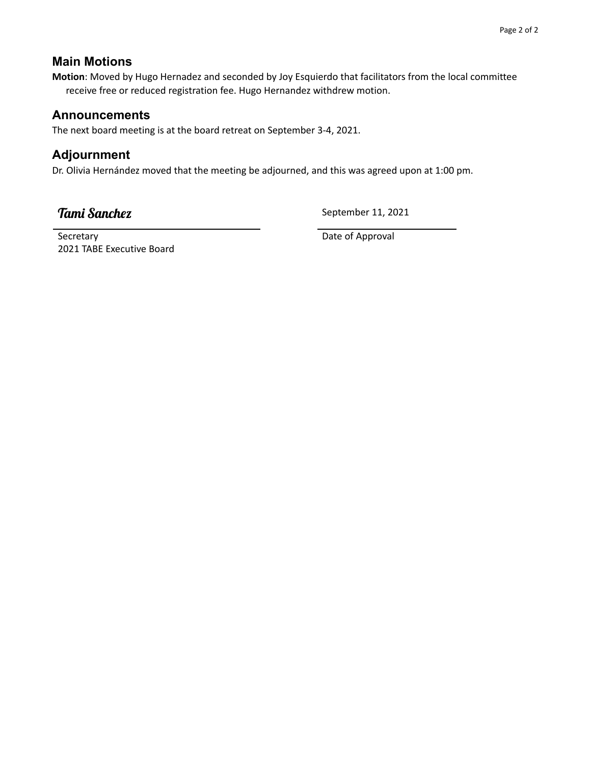## Main Motions

**Motion**: Moved by Hugo Hernadez and seconded by Joy Esquierdo that facilitators from the local committee receive free or reduced registration fee. Hugo Hernandez withdrew motion.

## Announcements

The next board meeting is at the board retreat on September 3-4, 2021.

## Adjournment

Dr. Olivia Hernández moved that the meeting be adjourned, and this was agreed upon at 1:00 pm.

*Tami Sanchez*

Secretary
2021 TABE Executive Board

September 11, 2021

Date of Approval